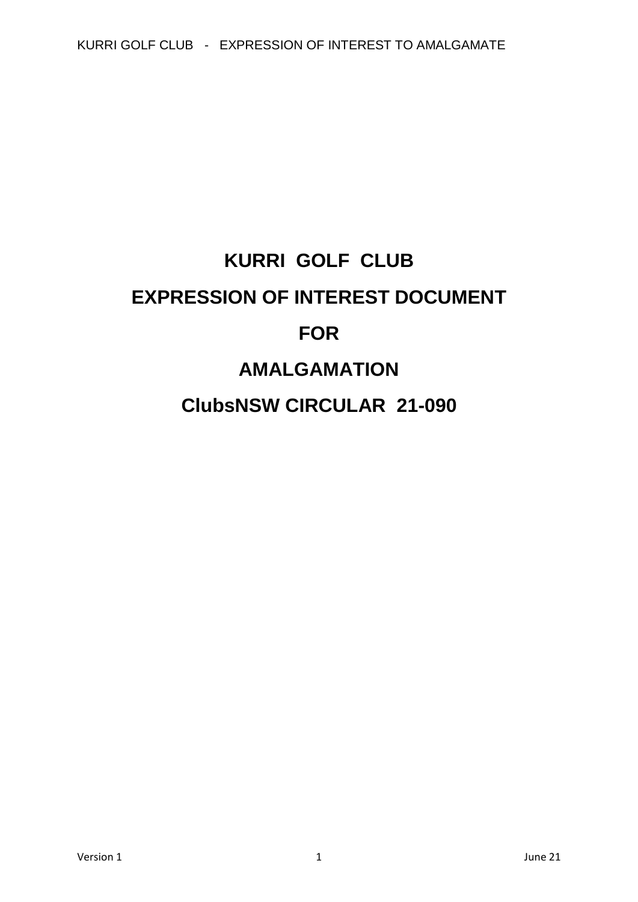# KURRI GOLF CLUB

# EXPRESSION OF INTEREST DOCUMENT

# FOR

# AMALGAMATION

# ClubsNSW CIRCULAR 21-090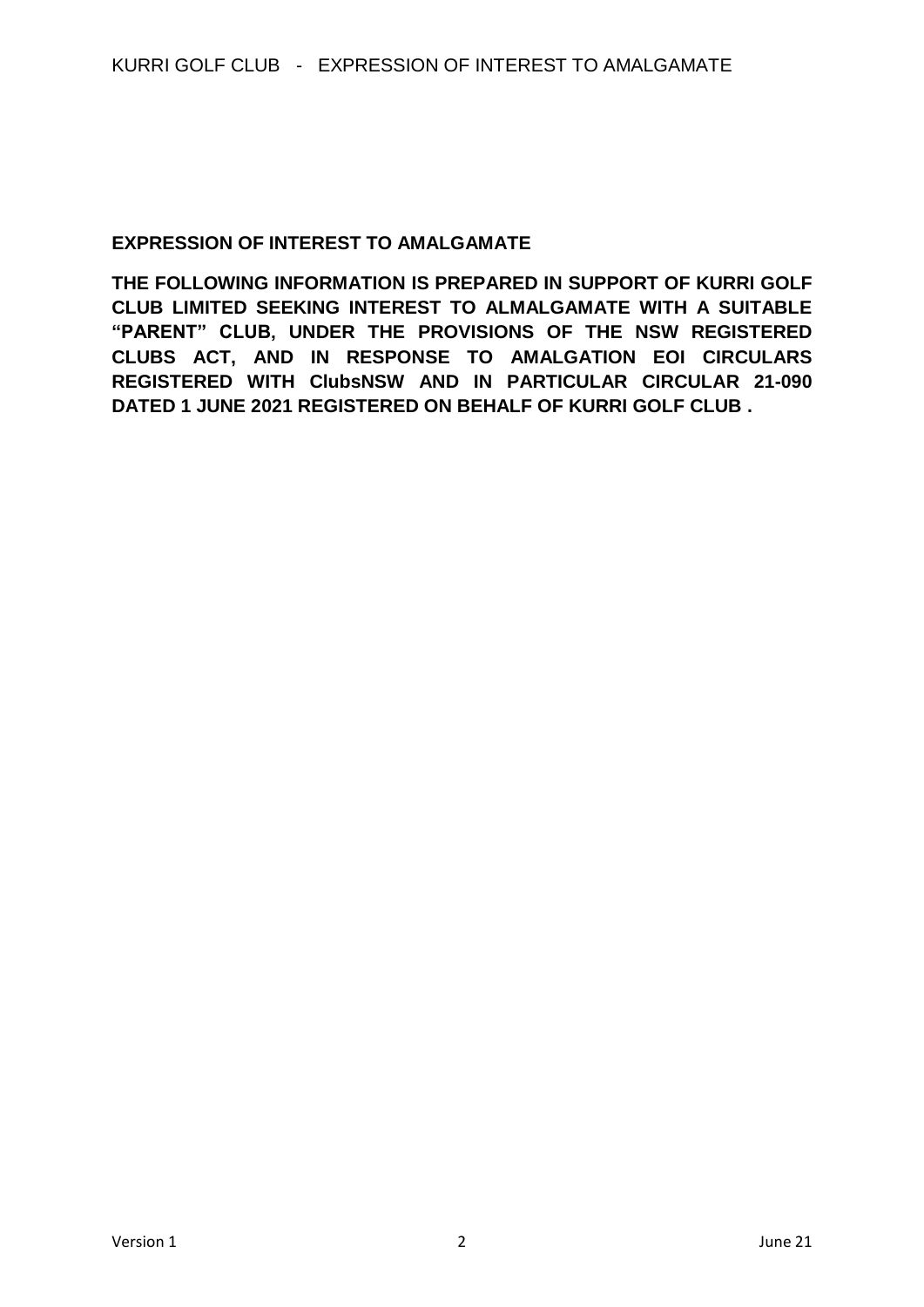**EXPRESSION OF INTEREST TO AMALGAMATE**

**THE FOLLOWING INFORMATION IS PREPARED IN SUPPORT OF KURRI GOLF CLUB LIMITED SEEKING INTEREST TO ALMALGAMATE WITH A SUITABLE "PARENT" CLUB, UNDER THE PROVISIONS OF THE NSW REGISTERED CLUBS ACT, AND IN RESPONSE TO AMALGATION EOI CIRCULARS REGISTERED WITH ClubsNSW AND IN PARTICULAR CIRCULAR 21-090 DATED 1 JUNE 2021 REGISTERED ON BEHALF OF KURRI GOLF CLUB .**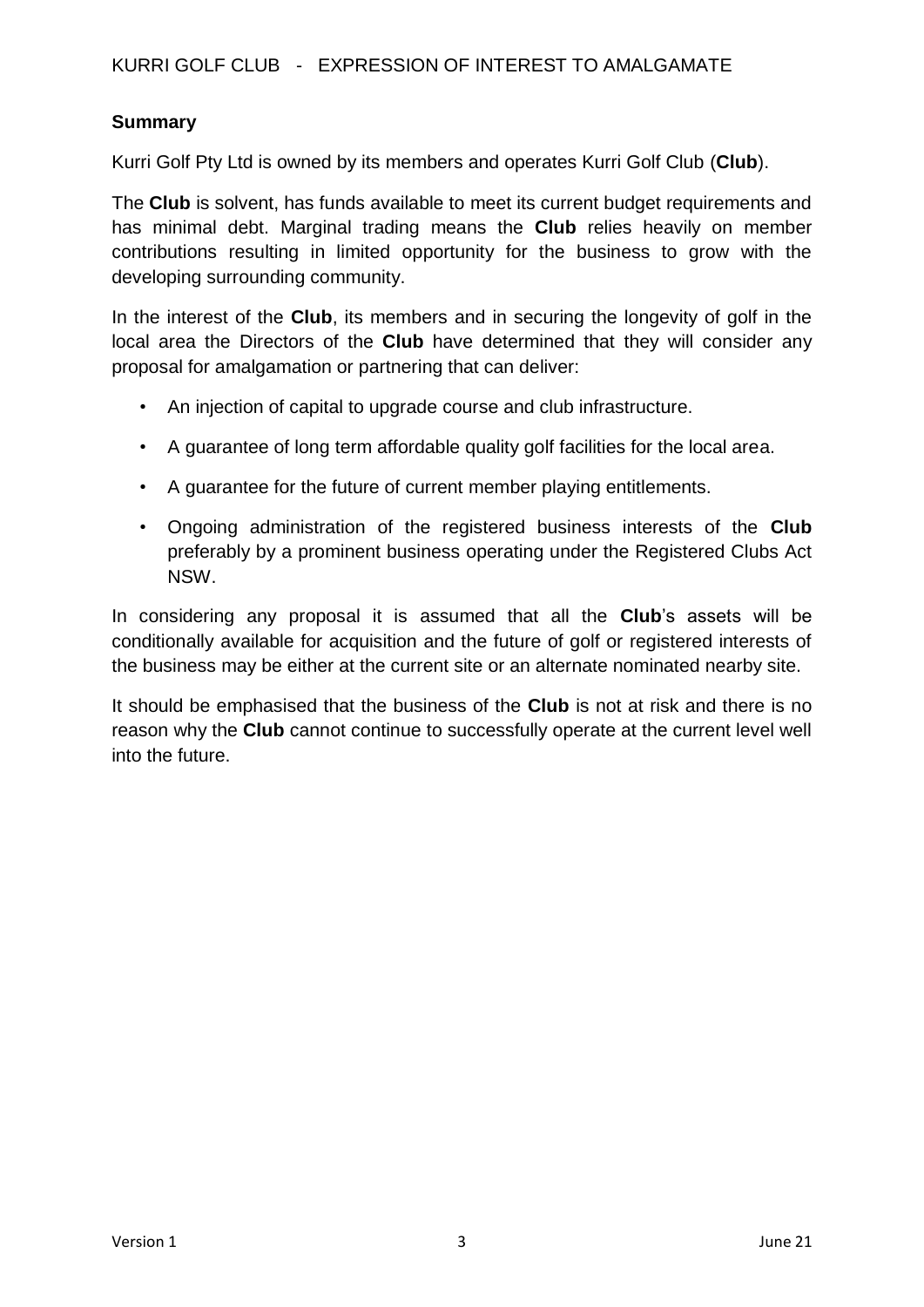**Summary**

Kurri Golf Pty Ltd is owned by its members and operates Kurri Golf Club (**Club**).

The **Club** is solvent, has funds available to meet its current budget requirements and has minimal debt. Marginal trading means the **Club** relies heavily on member contributions resulting in limited opportunity for the business to grow with the developing surrounding community.

In the interest of the **Club**, its members and in securing the longevity of golf in the local area the Directors of the **Club** have determined that they will consider any proposal for amalgamation or partnering that can deliver:

- An injection of capital to upgrade course and club infrastructure.
- A guarantee of long term affordable quality golf facilities for the local area.
- A guarantee for the future of current member playing entitlements.
- Ongoing administration of the registered business interests of the **Club** preferably by a prominent business operating under the Registered Clubs Act NSW.

In considering any proposal it is assumed that all the **Club**'s assets will be conditionally available for acquisition and the future of golf or registered interests of the business may be either at the current site or an alternate nominated nearby site.

It should be emphasised that the business of the **Club** is not at risk and there is no reason why the **Club** cannot continue to successfully operate at the current level well into the future.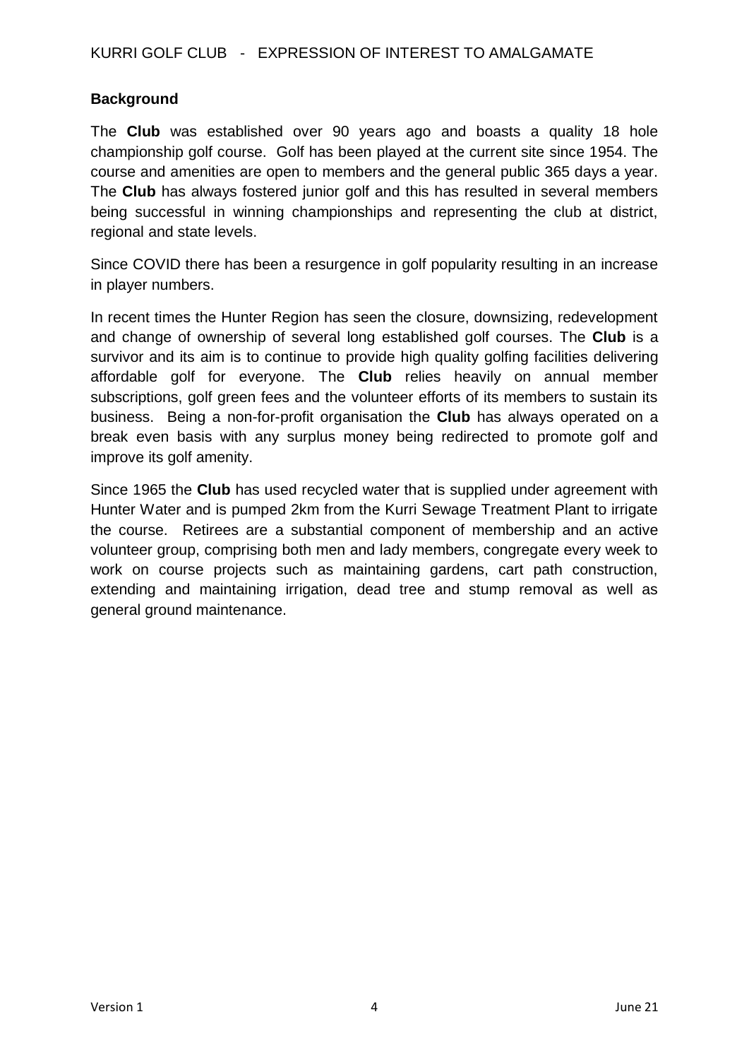**Background**

The **Club** was established over 90 years ago and boasts a quality 18 hole championship golf course. Golf has been played at the current site since 1954. The course and amenities are open to members and the general public 365 days a year. The **Club** has always fostered junior golf and this has resulted in several members being successful in winning championships and representing the club at district, regional and state levels.

Since COVID there has been a resurgence in golf popularity resulting in an increase in player numbers.

In recent times the Hunter Region has seen the closure, downsizing, redevelopment and change of ownership of several long established golf courses. The **Club** is a survivor and its aim is to continue to provide high quality golfing facilities delivering affordable golf for everyone. The **Club** relies heavily on annual member subscriptions, golf green fees and the volunteer efforts of its members to sustain its business. Being a non-for-profit organisation the **Club** has always operated on a break even basis with any surplus money being redirected to promote golf and improve its golf amenity.

Since 1965 the **Club** has used recycled water that is supplied under agreement with Hunter Water and is pumped 2km from the Kurri Sewage Treatment Plant to irrigate the course. Retirees are a substantial component of membership and an active volunteer group, comprising both men and lady members, congregate every week to work on course projects such as maintaining gardens, cart path construction, extending and maintaining irrigation, dead tree and stump removal as well as general ground maintenance.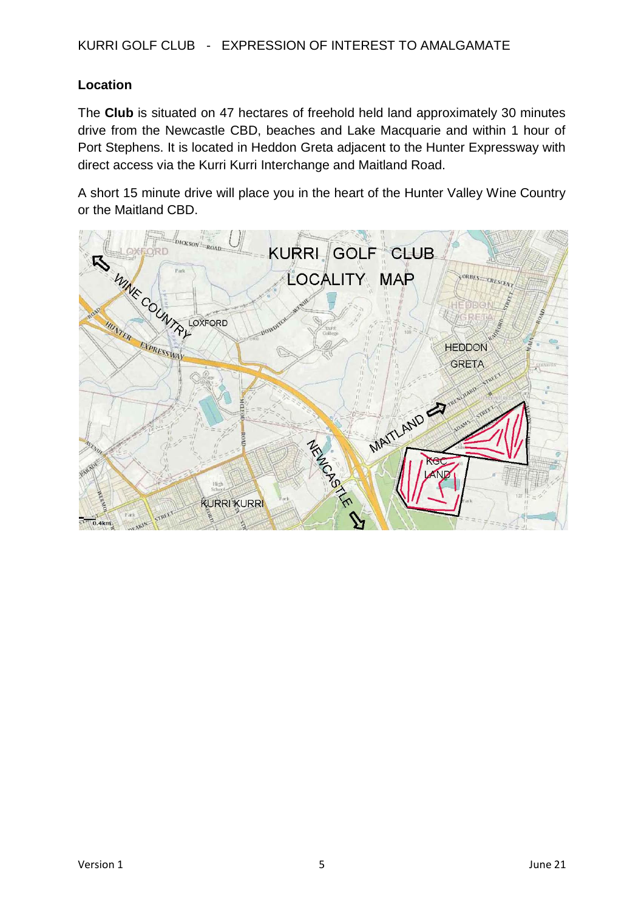## Location

The **Club** is situated on 47 hectares of freehold held land approximately 30 minutes drive from the Newcastle CBD, beaches and Lake Macquarie and within 1 hour of Port Stephens. It is located in Heddon Greta adjacent to the Hunter Expressway with direct access via the Kurri Kurri Interchange and Maitland Road.

A short 15 minute drive will place you in the heart of the Hunter Valley Wine Country or the Maitland CBD.

KURRI GOLF CLUB
LOCALITY MAP
WINE COUNTRY
LOXFORD
HUNTER EXPRESSWAY
HEDDON GRETA
MAITLAND
NEWCASTLE
KGC LAND
KURRI KURRI
0.4km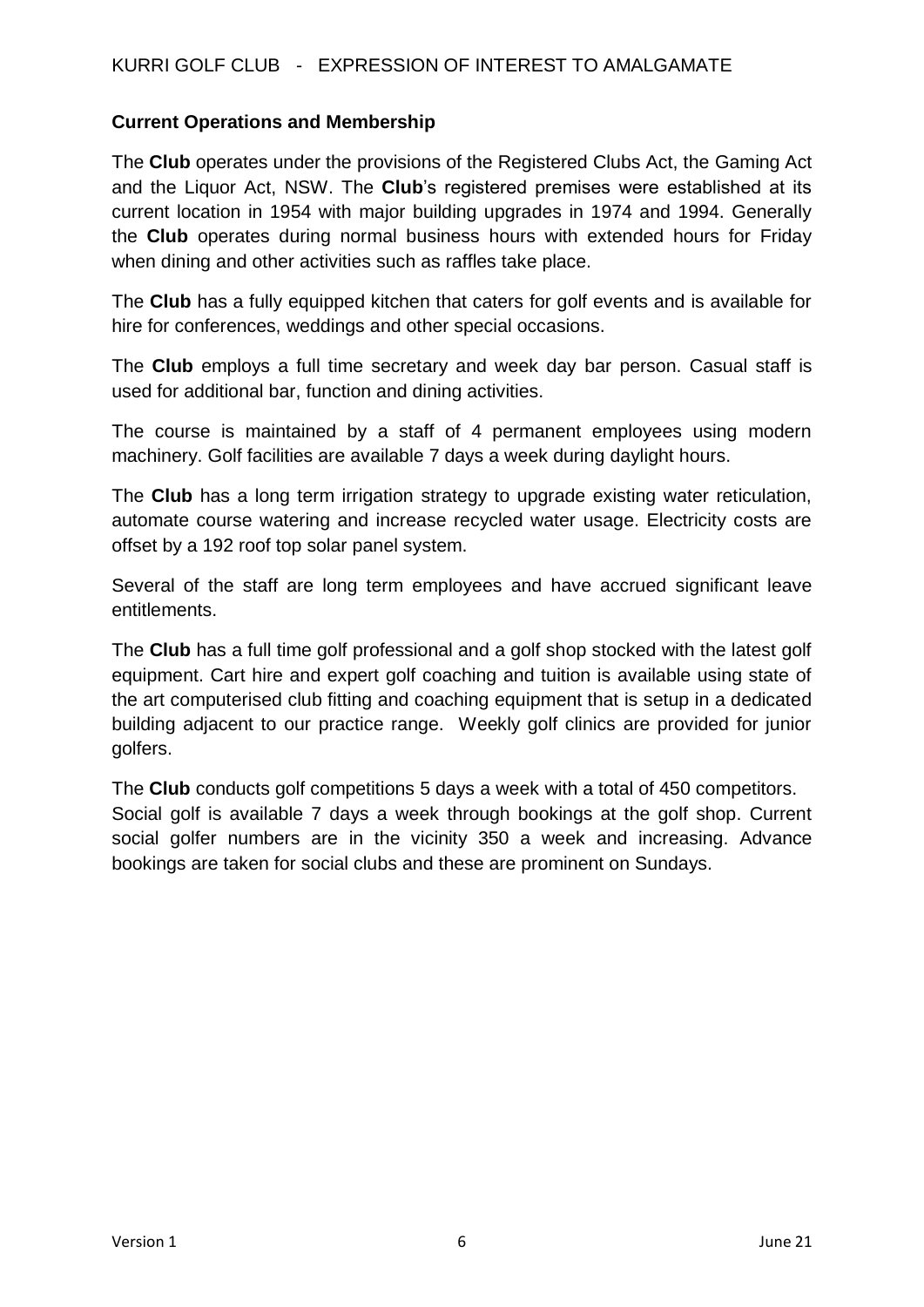## Current Operations and Membership

The **Club** operates under the provisions of the Registered Clubs Act, the Gaming Act and the Liquor Act, NSW. The **Club**'s registered premises were established at its current location in 1954 with major building upgrades in 1974 and 1994. Generally the **Club** operates during normal business hours with extended hours for Friday when dining and other activities such as raffles take place.

The **Club** has a fully equipped kitchen that caters for golf events and is available for hire for conferences, weddings and other special occasions.

The **Club** employs a full time secretary and week day bar person. Casual staff is used for additional bar, function and dining activities.

The course is maintained by a staff of 4 permanent employees using modern machinery. Golf facilities are available 7 days a week during daylight hours.

The **Club** has a long term irrigation strategy to upgrade existing water reticulation, automate course watering and increase recycled water usage. Electricity costs are offset by a 192 roof top solar panel system.

Several of the staff are long term employees and have accrued significant leave entitlements.

The **Club** has a full time golf professional and a golf shop stocked with the latest golf equipment. Cart hire and expert golf coaching and tuition is available using state of the art computerised club fitting and coaching equipment that is setup in a dedicated building adjacent to our practice range. Weekly golf clinics are provided for junior golfers.

The **Club** conducts golf competitions 5 days a week with a total of 450 competitors. Social golf is available 7 days a week through bookings at the golf shop. Current social golfer numbers are in the vicinity 350 a week and increasing. Advance bookings are taken for social clubs and these are prominent on Sundays.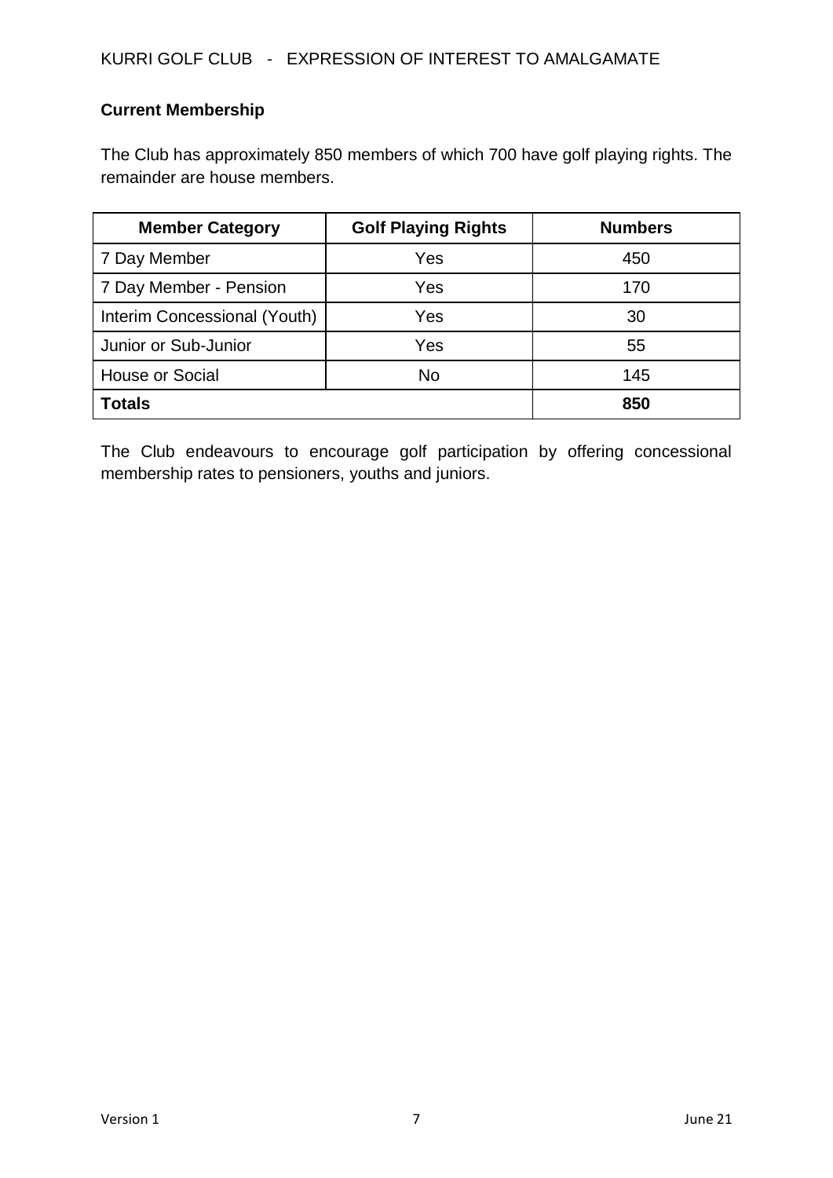## Current Membership

The Club has approximately 850 members of which 700 have golf playing rights. The remainder are house members.

| Member Category | Golf Playing Rights | Numbers |
|---|---|---|
| 7 Day Member | Yes | 450 |
| 7 Day Member - Pension | Yes | 170 |
| Interim Concessional (Youth) | Yes | 30 |
| Junior or Sub-Junior | Yes | 55 |
| House or Social | No | 145 |
| **Totals** | | **850** |

The Club endeavours to encourage golf participation by offering concessional membership rates to pensioners, youths and juniors.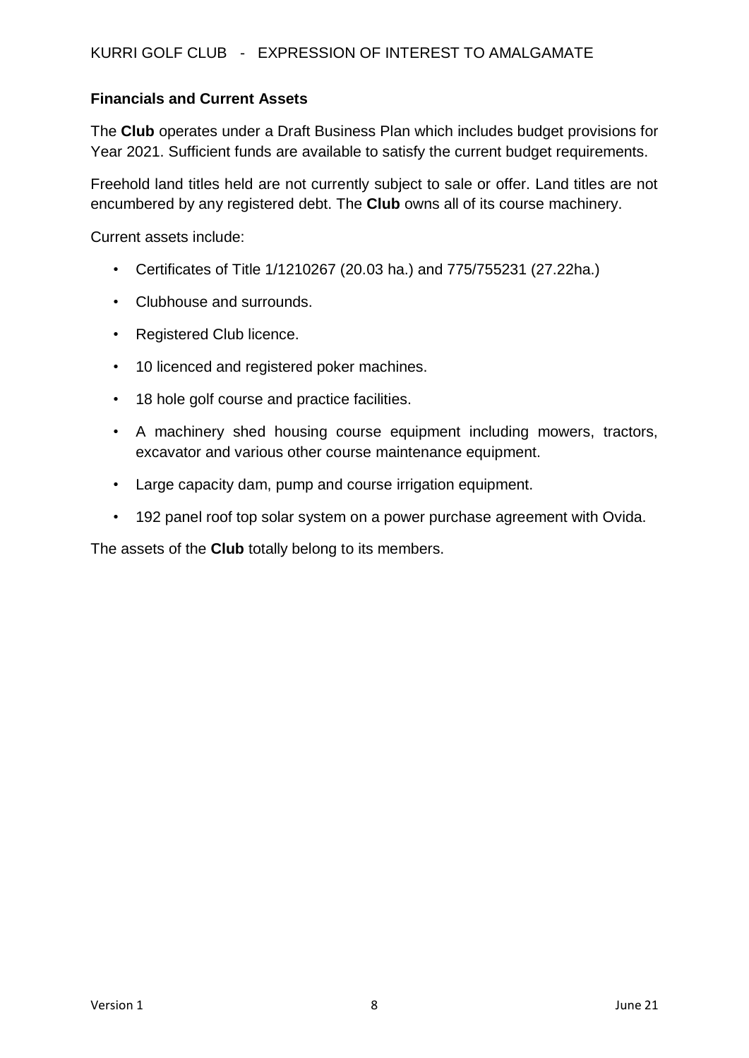## Financials and Current Assets

The **Club** operates under a Draft Business Plan which includes budget provisions for Year 2021. Sufficient funds are available to satisfy the current budget requirements.

Freehold land titles held are not currently subject to sale or offer. Land titles are not encumbered by any registered debt. The **Club** owns all of its course machinery.

Current assets include:

- Certificates of Title 1/1210267 (20.03 ha.) and 775/755231 (27.22ha.)
- Clubhouse and surrounds.
- Registered Club licence.
- 10 licenced and registered poker machines.
- 18 hole golf course and practice facilities.
- A machinery shed housing course equipment including mowers, tractors, excavator and various other course maintenance equipment.
- Large capacity dam, pump and course irrigation equipment.
- 192 panel roof top solar system on a power purchase agreement with Ovida.

The assets of the **Club** totally belong to its members.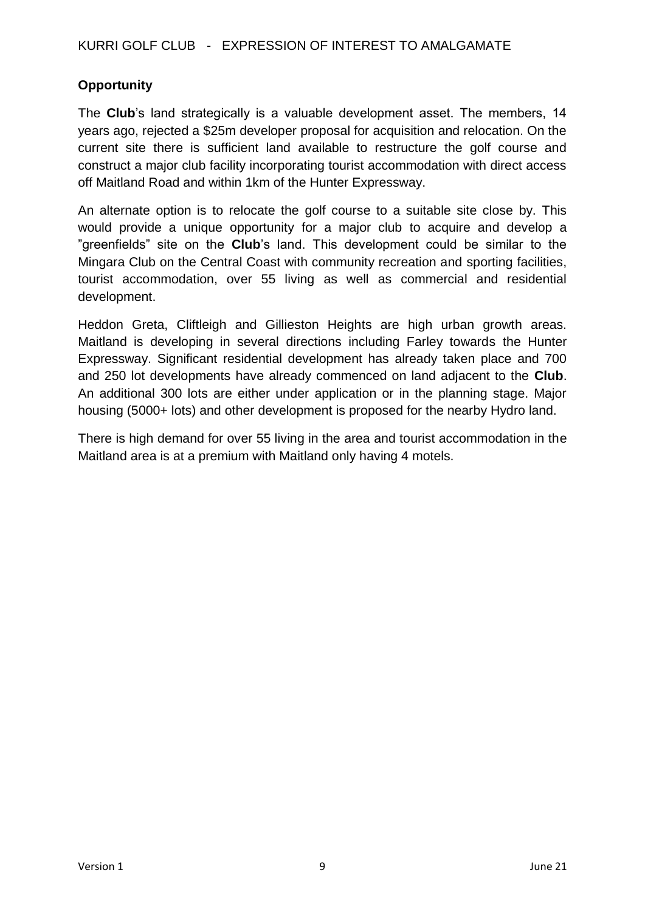**Opportunity**

The **Club**'s land strategically is a valuable development asset. The members, 14 years ago, rejected a $25m developer proposal for acquisition and relocation. On the current site there is sufficient land available to restructure the golf course and construct a major club facility incorporating tourist accommodation with direct access off Maitland Road and within 1km of the Hunter Expressway.

An alternate option is to relocate the golf course to a suitable site close by. This would provide a unique opportunity for a major club to acquire and develop a "greenfields" site on the **Club**'s land. This development could be similar to the Mingara Club on the Central Coast with community recreation and sporting facilities, tourist accommodation, over 55 living as well as commercial and residential development.

Heddon Greta, Cliftleigh and Gillieston Heights are high urban growth areas. Maitland is developing in several directions including Farley towards the Hunter Expressway. Significant residential development has already taken place and 700 and 250 lot developments have already commenced on land adjacent to the **Club**. An additional 300 lots are either under application or in the planning stage. Major housing (5000+ lots) and other development is proposed for the nearby Hydro land.

There is high demand for over 55 living in the area and tourist accommodation in the Maitland area is at a premium with Maitland only having 4 motels.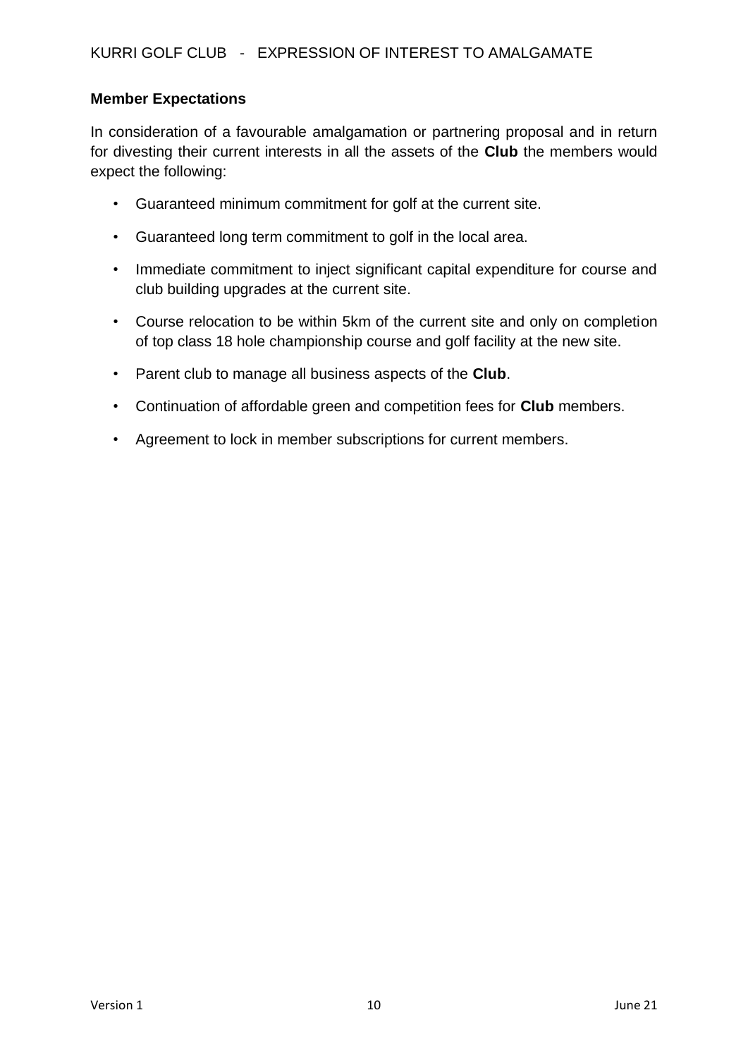**Member Expectations**

In consideration of a favourable amalgamation or partnering proposal and in return for divesting their current interests in all the assets of the **Club** the members would expect the following:

- Guaranteed minimum commitment for golf at the current site.
- Guaranteed long term commitment to golf in the local area.
- Immediate commitment to inject significant capital expenditure for course and club building upgrades at the current site.
- Course relocation to be within 5km of the current site and only on completion of top class 18 hole championship course and golf facility at the new site.
- Parent club to manage all business aspects of the **Club**.
- Continuation of affordable green and competition fees for **Club** members.
- Agreement to lock in member subscriptions for current members.